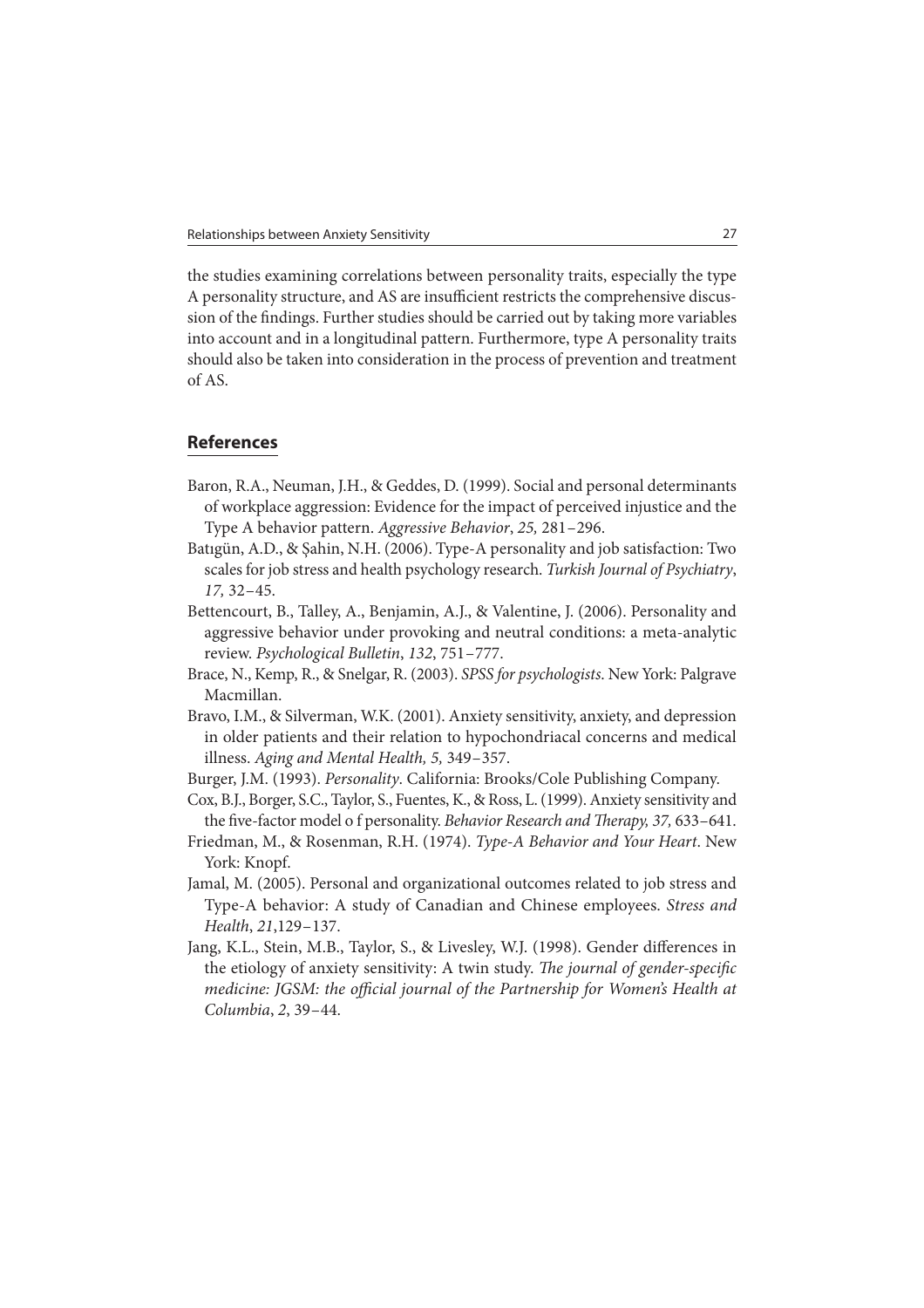the studies examining correlations between personality traits, especially the type A personality structure, and AS are insufficient restricts the comprehensive discussion of the findings. Further studies should be carried out by taking more variables into account and in a longitudinal pattern. Furthermore, type A personality traits should also be taken into consideration in the process of prevention and treatment of AS.

## References

Baron, R.A., Neuman, J.H., & Geddes, D. (1999). Social and personal determinants of workplace aggression: Evidence for the impact of perceived injustice and the Type A behavior pattern. *Aggressive Behavior*, *25,* 281–296.

Batıgün, A.D., & Şahin, N.H. (2006). Type-A personality and job satisfaction: Two scales for job stress and health psychology research. *Turkish Journal of Psychiatry*, *17,* 32–45.

Bettencourt, B., Talley, A., Benjamin, A.J., & Valentine, J. (2006). Personality and aggressive behavior under provoking and neutral conditions: a meta-analytic review. *Psychological Bulletin*, *132*, 751–777.

Brace, N., Kemp, R., & Snelgar, R. (2003). *SPSS for psychologists*. New York: Palgrave Macmillan.

Bravo, I.M., & Silverman, W.K. (2001). Anxiety sensitivity, anxiety, and depression in older patients and their relation to hypochondriacal concerns and medical illness. *Aging and Mental Health, 5,* 349–357.

Burger, J.M. (1993). *Personality*. California: Brooks/Cole Publishing Company.

Cox, B.J., Borger, S.C., Taylor, S., Fuentes, K., & Ross, L. (1999). Anxiety sensitivity and the five-factor model o f personality. *Behavior Research and Therapy, 37,* 633–641.

Friedman, M., & Rosenman, R.H. (1974). *Type-A Behavior and Your Heart*. New York: Knopf.

Jamal, M. (2005). Personal and organizational outcomes related to job stress and Type-A behavior: A study of Canadian and Chinese employees. *Stress and Health*, *21*,129–137.

Jang, K.L., Stein, M.B., Taylor, S., & Livesley, W.J. (1998). Gender differences in the etiology of anxiety sensitivity: A twin study. *The journal of gender-specific medicine: JGSM: the official journal of the Partnership for Women's Health at Columbia*, *2*, 39–44.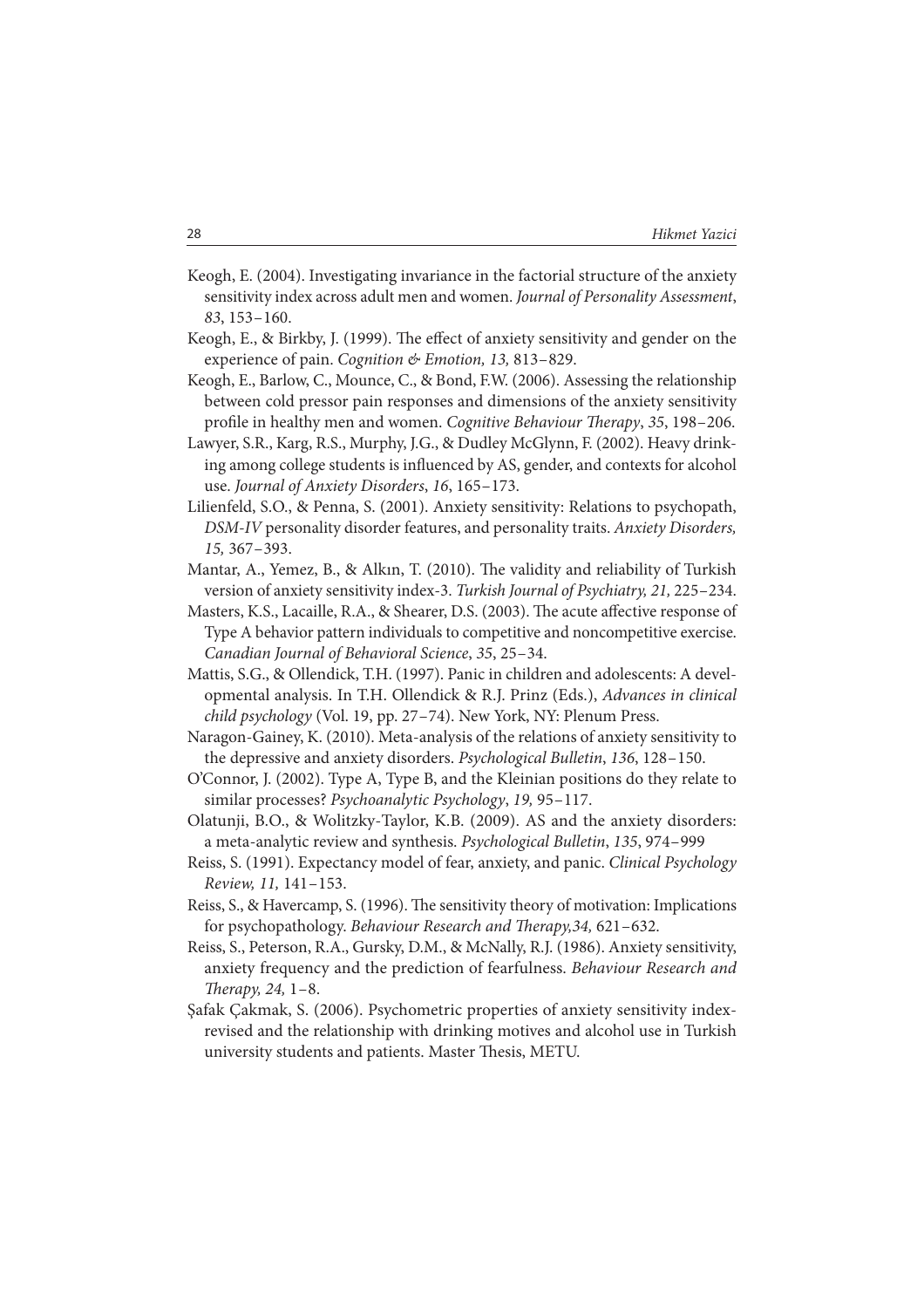Keogh, E. (2004). Investigating invariance in the factorial structure of the anxiety sensitivity index across adult men and women. *Journal of Personality Assessment*, *83*, 153–160.

Keogh, E., & Birkby, J. (1999). The effect of anxiety sensitivity and gender on the experience of pain. *Cognition & Emotion, 13,* 813–829.

Keogh, E., Barlow, C., Mounce, C., & Bond, F.W. (2006). Assessing the relationship between cold pressor pain responses and dimensions of the anxiety sensitivity profile in healthy men and women. *Cognitive Behaviour Therapy*, *35*, 198–206.

Lawyer, S.R., Karg, R.S., Murphy, J.G., & Dudley McGlynn, F. (2002). Heavy drinking among college students is influenced by AS, gender, and contexts for alcohol use. *Journal of Anxiety Disorders*, *16*, 165–173.

Lilienfeld, S.O., & Penna, S. (2001). Anxiety sensitivity: Relations to psychopath, *DSM-IV* personality disorder features, and personality traits. *Anxiety Disorders, 15,* 367–393.

Mantar, A., Yemez, B., & Alkın, T. (2010). The validity and reliability of Turkish version of anxiety sensitivity index-3. *Turkish Journal of Psychiatry, 21,* 225–234.

Masters, K.S., Lacaille, R.A., & Shearer, D.S. (2003). The acute affective response of Type A behavior pattern individuals to competitive and noncompetitive exercise. *Canadian Journal of Behavioral Science*, *35*, 25–34.

Mattis, S.G., & Ollendick, T.H. (1997). Panic in children and adolescents: A developmental analysis. In T.H. Ollendick & R.J. Prinz (Eds.), *Advances in clinical child psychology* (Vol. 19, pp. 27–74). New York, NY: Plenum Press.

Naragon-Gainey, K. (2010). Meta-analysis of the relations of anxiety sensitivity to the depressive and anxiety disorders. *Psychological Bulletin*, *136*, 128–150.

O'Connor, J. (2002). Type A, Type B, and the Kleinian positions do they relate to similar processes? *Psychoanalytic Psychology*, *19,* 95–117.

Olatunji, B.O., & Wolitzky-Taylor, K.B. (2009). AS and the anxiety disorders: a meta-analytic review and synthesis. *Psychological Bulletin*, *135*, 974–999

Reiss, S. (1991). Expectancy model of fear, anxiety, and panic. *Clinical Psychology Review, 11,* 141–153.

Reiss, S., & Havercamp, S. (1996). The sensitivity theory of motivation: Implications for psychopathology. *Behaviour Research and Therapy,34,* 621–632.

Reiss, S., Peterson, R.A., Gursky, D.M., & McNally, R.J. (1986). Anxiety sensitivity, anxiety frequency and the prediction of fearfulness. *Behaviour Research and Therapy, 24,* 1–8.

Şafak Çakmak, S. (2006). Psychometric properties of anxiety sensitivity index-revised and the relationship with drinking motives and alcohol use in Turkish university students and patients. Master Thesis, METU.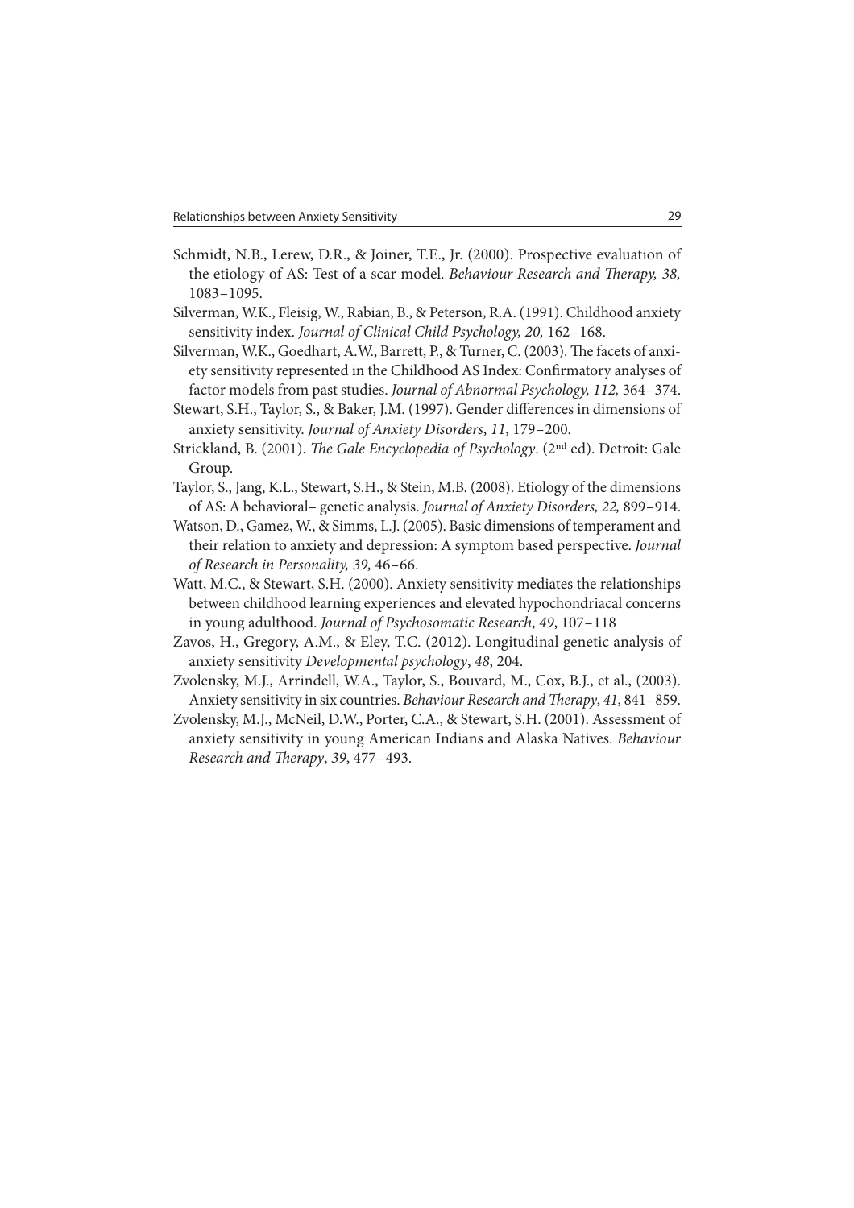Schmidt, N.B., Lerew, D.R., & Joiner, T.E., Jr. (2000). Prospective evaluation of the etiology of AS: Test of a scar model. *Behaviour Research and Therapy, 38,* 1083–1095.

Silverman, W.K., Fleisig, W., Rabian, B., & Peterson, R.A. (1991). Childhood anxiety sensitivity index. *Journal of Clinical Child Psychology, 20,* 162–168.

Silverman, W.K., Goedhart, A.W., Barrett, P., & Turner, C. (2003). The facets of anxiety sensitivity represented in the Childhood AS Index: Confirmatory analyses of factor models from past studies. *Journal of Abnormal Psychology, 112,* 364–374.

Stewart, S.H., Taylor, S., & Baker, J.M. (1997). Gender differences in dimensions of anxiety sensitivity. *Journal of Anxiety Disorders*, *11*, 179–200.

Strickland, B. (2001). *The Gale Encyclopedia of Psychology*. (2nd ed). Detroit: Gale Group.

Taylor, S., Jang, K.L., Stewart, S.H., & Stein, M.B. (2008). Etiology of the dimensions of AS: A behavioral– genetic analysis. *Journal of Anxiety Disorders, 22,* 899–914.

Watson, D., Gamez, W., & Simms, L.J. (2005). Basic dimensions of temperament and their relation to anxiety and depression: A symptom based perspective. *Journal of Research in Personality, 39,* 46–66.

Watt, M.C., & Stewart, S.H. (2000). Anxiety sensitivity mediates the relationships between childhood learning experiences and elevated hypochondriacal concerns in young adulthood. *Journal of Psychosomatic Research*, *49*, 107–118

Zavos, H., Gregory, A.M., & Eley, T.C. (2012). Longitudinal genetic analysis of anxiety sensitivity *Developmental psychology*, *48*, 204.

Zvolensky, M.J., Arrindell, W.A., Taylor, S., Bouvard, M., Cox, B.J., et al., (2003). Anxiety sensitivity in six countries. *Behaviour Research and Therapy*, *41*, 841–859.

Zvolensky, M.J., McNeil, D.W., Porter, C.A., & Stewart, S.H. (2001). Assessment of anxiety sensitivity in young American Indians and Alaska Natives. *Behaviour Research and Therapy*, *39*, 477–493.